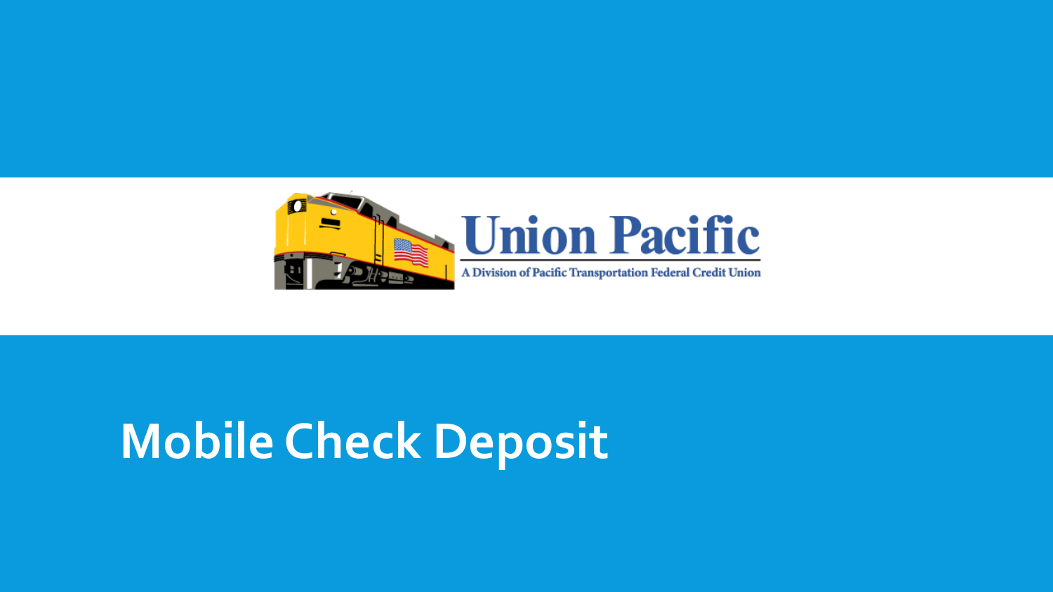Union Pacific

A Division of Pacific Transportation Federal Credit Union

# Mobile Check Deposit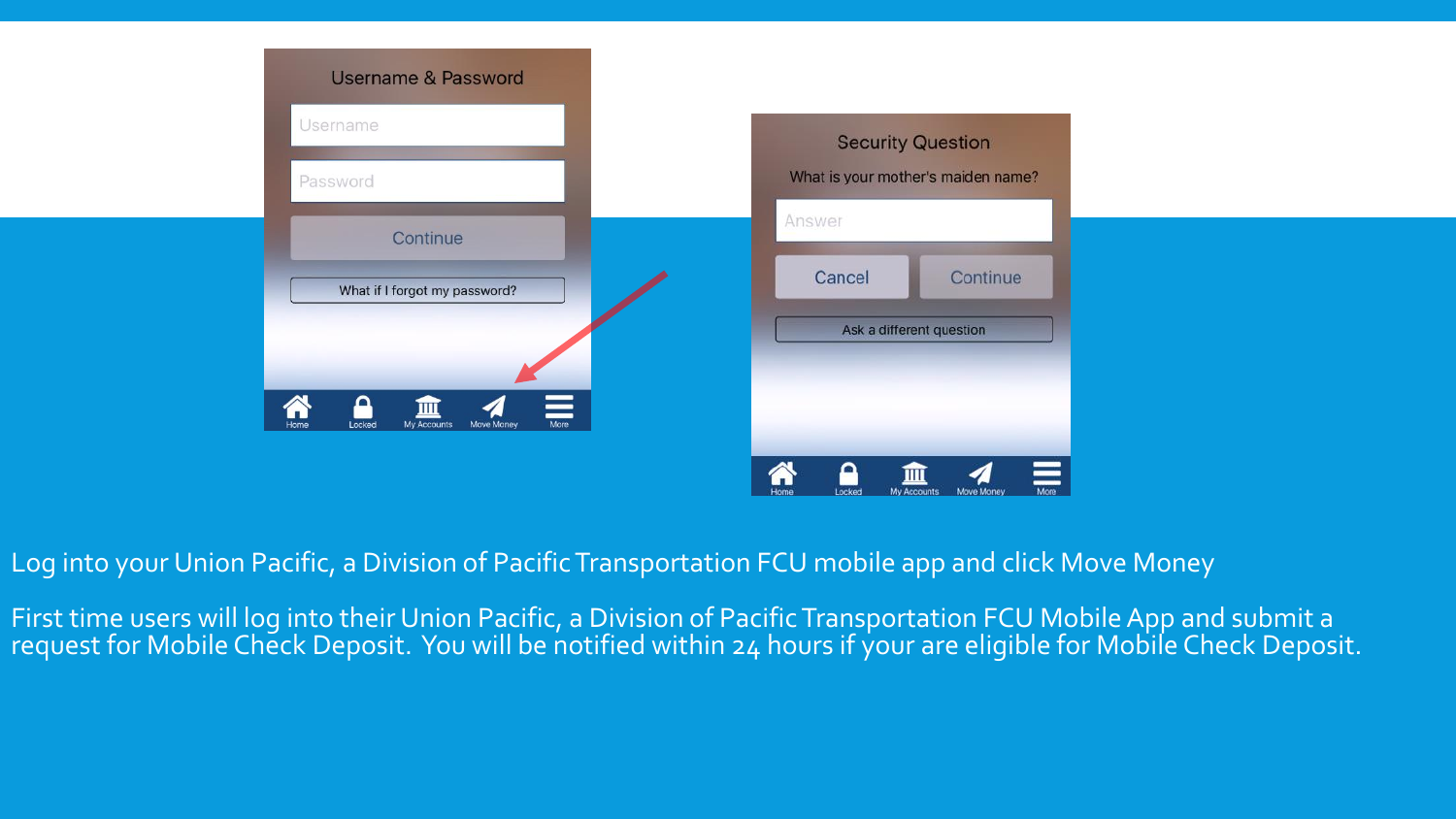Log into your Union Pacific, a Division of Pacific Transportation FCU mobile app and click Move Money

First time users will log into their Union Pacific, a Division of Pacific Transportation FCU Mobile App and submit a request for Mobile Check Deposit. You will be notified within 24 hours if your are eligible for Mobile Check Deposit.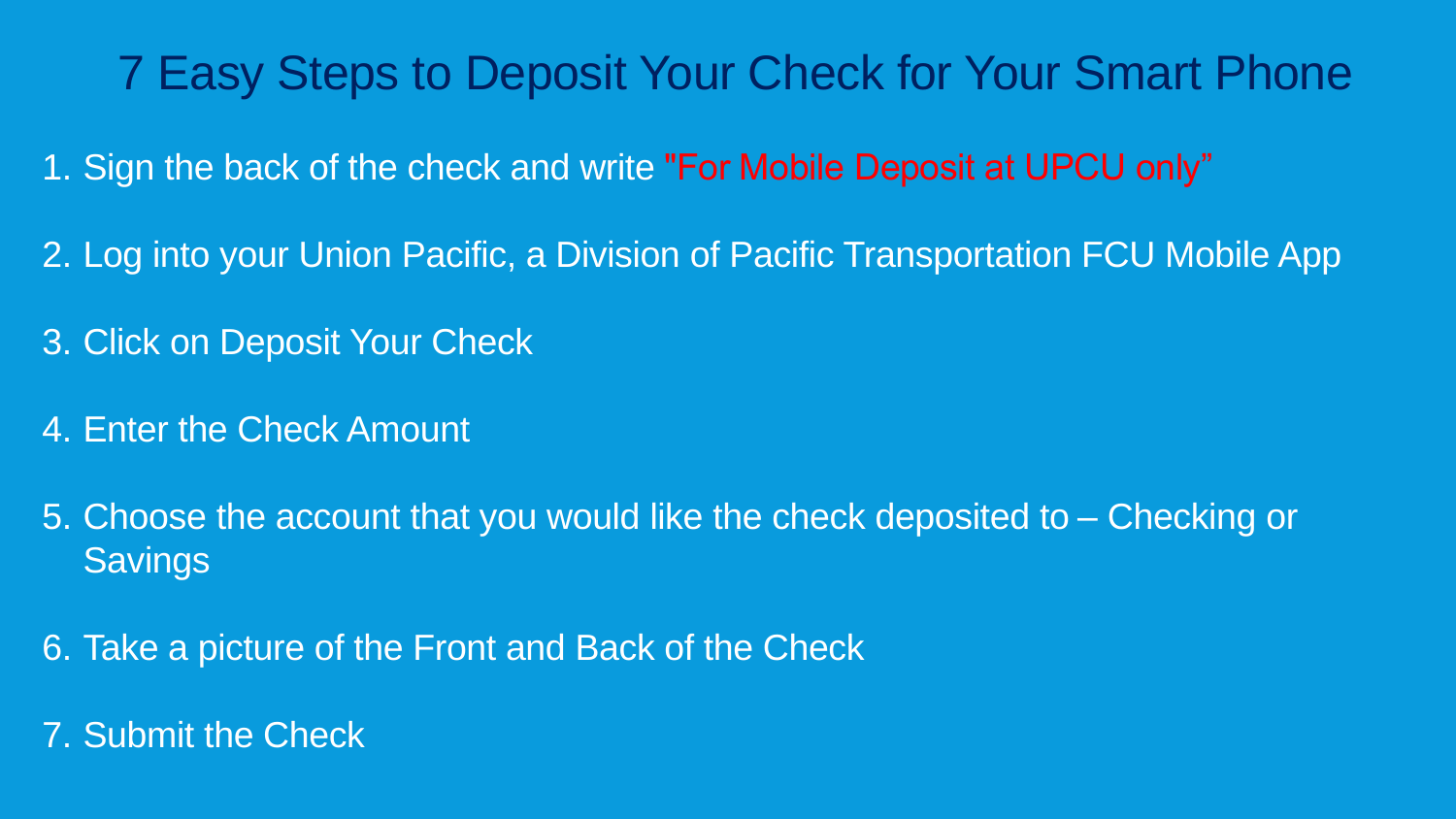# 7 Easy Steps to Deposit Your Check for Your Smart Phone

1. Sign the back of the check and write "For Mobile Deposit at UPCU only"
2. Log into your Union Pacific, a Division of Pacific Transportation FCU Mobile App
3. Click on Deposit Your Check
4. Enter the Check Amount
5. Choose the account that you would like the check deposited to – Checking or Savings
6. Take a picture of the Front and Back of the Check
7. Submit the Check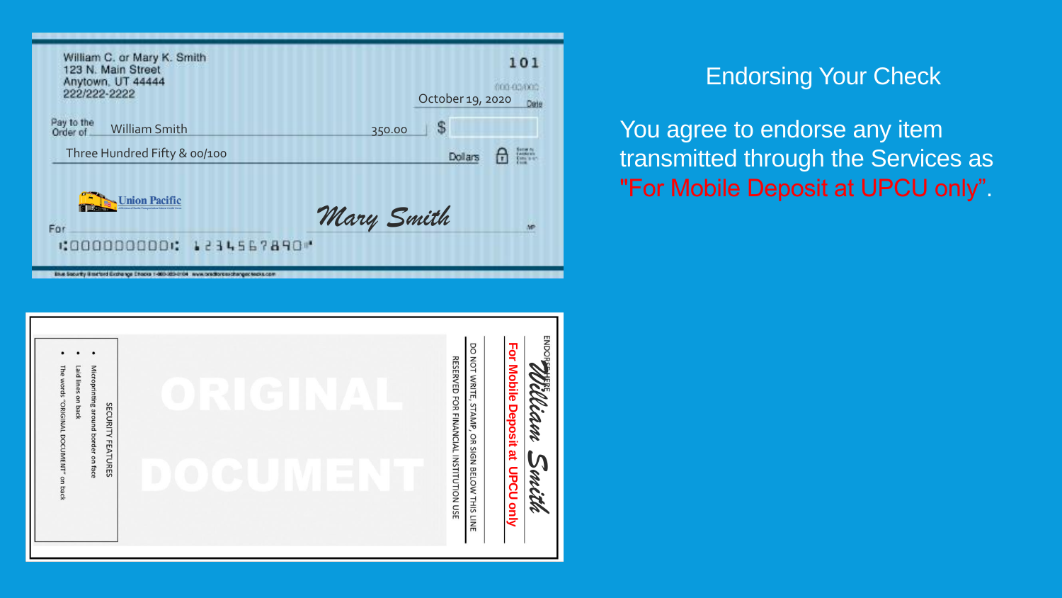## Endorsing Your Check

You agree to endorse any item transmitted through the Services as "For Mobile Deposit at UPCU only".

William C. or Mary K. Smith
123 N. Main Street
Anytown, UT 44444
222/222-2222

101

October 19, 2020 Date

Pay to the Order of William Smith $ 350.00

Three Hundred Fifty & 00/100 Dollars

Union Pacific

For

Mary Smith

⑆000000000⑆ 1234567890⑈

ENDORSE HERE

William Smith

For Mobile Deposit at UPCU only

DO NOT WRITE, STAMP, OR SIGN BELOW THIS LINE
RESERVED FOR FINANCIAL INSTITUTION USE

ORIGINAL DOCUMENT

SECURITY FEATURES
- Microprinting around border on face
- Laid lines on back
- The words "ORIGINAL DOCUMENT" on back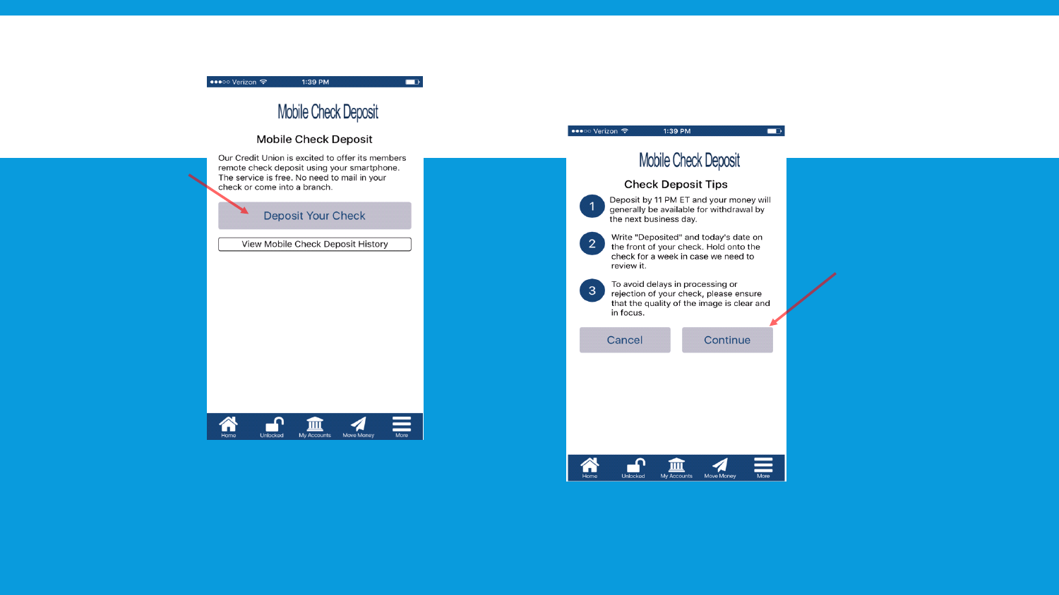Mobile Check Deposit

## Mobile Check Deposit

Our Credit Union is excited to offer its members remote check deposit using your smartphone. The service is free. No need to mail in your check or come into a branch.

Deposit Your Check

View Mobile Check Deposit History

Mobile Check Deposit

## Check Deposit Tips

1. Deposit by 11 PM ET and your money will generally be available for withdrawal by the next business day.
2. Write "Deposited" and today's date on the front of your check. Hold onto the check for a week in case we need to review it.
3. To avoid delays in processing or rejection of your check, please ensure that the quality of the image is clear and in focus.

Cancel | Continue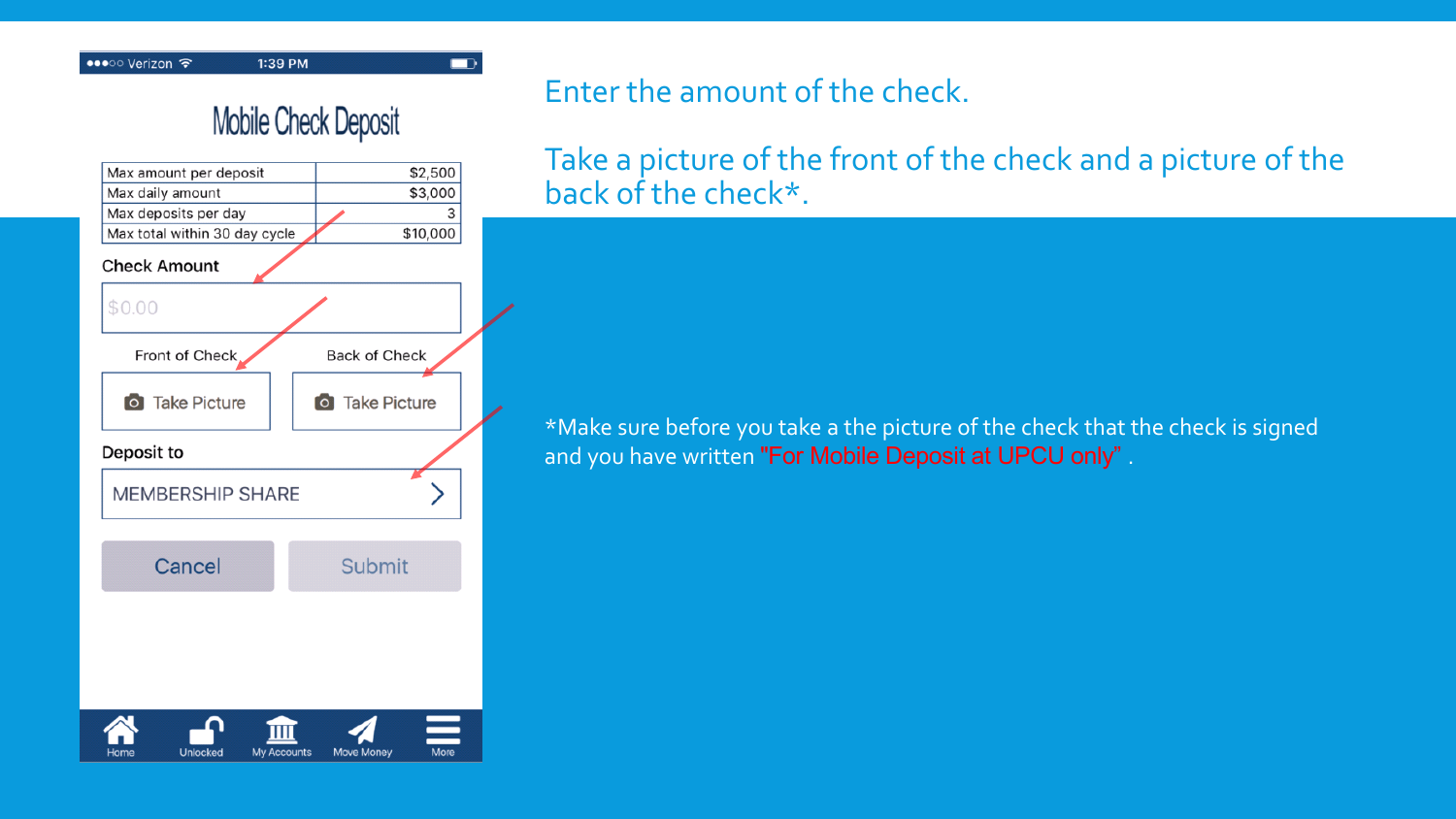Mobile Check Deposit

| Max amount per deposit | $2,500 |
| --- | --- |
| Max daily amount | $3,000 |
| Max deposits per day | 3 |
| Max total within 30 day cycle | $10,000 |

Check Amount

$0.00

Front of Check — Take Picture

Back of Check — Take Picture

Deposit to

MEMBERSHIP SHARE

Cancel Submit

Home Unlocked My Accounts Move Money More

Enter the amount of the check.

Take a picture of the front of the check and a picture of the back of the check*.

*Make sure before you take a the picture of the check that the check is signed and you have written "For Mobile Deposit at UPCU only" .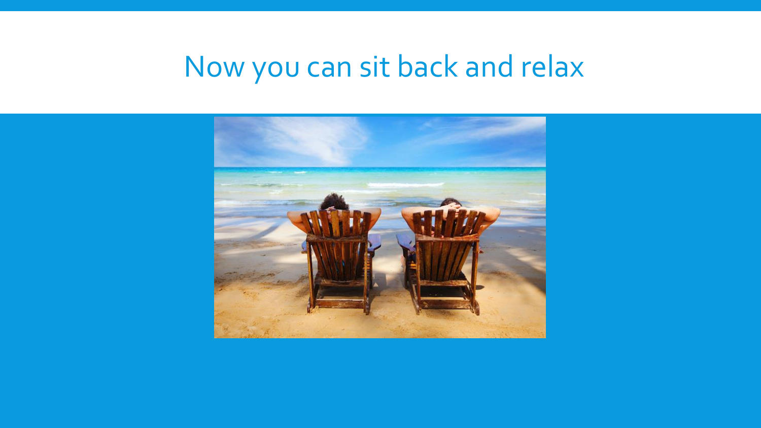# Now you can sit back and relax